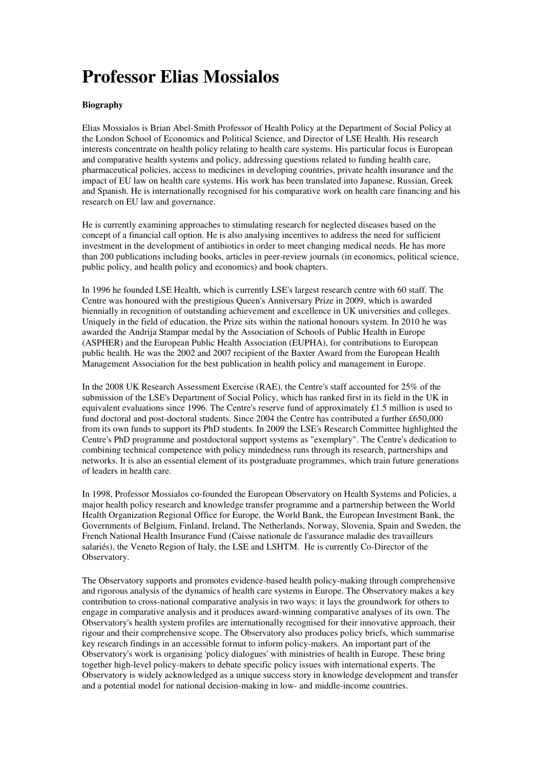# Professor Elias Mossialos

**Biography**

Elias Mossialos is Brian Abel-Smith Professor of Health Policy at the Department of Social Policy at the London School of Economics and Political Science, and Director of LSE Health. His research interests concentrate on health policy relating to health care systems. His particular focus is European and comparative health systems and policy, addressing questions related to funding health care, pharmaceutical policies, access to medicines in developing countries, private health insurance and the impact of EU law on health care systems. His work has been translated into Japanese, Russian, Greek and Spanish. He is internationally recognised for his comparative work on health care financing and his research on EU law and governance.

He is currently examining approaches to stimulating research for neglected diseases based on the concept of a financial call option. He is also analysing incentives to address the need for sufficient investment in the development of antibiotics in order to meet changing medical needs. He has more than 200 publications including books, articles in peer-review journals (in economics, political science, public policy, and health policy and economics) and book chapters.

In 1996 he founded LSE Health, which is currently LSE's largest research centre with 60 staff. The Centre was honoured with the prestigious Queen's Anniversary Prize in 2009, which is awarded biennially in recognition of outstanding achievement and excellence in UK universities and colleges. Uniquely in the field of education, the Prize sits within the national honours system. In 2010 he was awarded the Andrija Stampar medal by the Association of Schools of Public Health in Europe (ASPHER) and the European Public Health Association (EUPHA), for contributions to European public health. He was the 2002 and 2007 recipient of the Baxter Award from the European Health Management Association for the best publication in health policy and management in Europe.

In the 2008 UK Research Assessment Exercise (RAE), the Centre's staff accounted for 25% of the submission of the LSE's Department of Social Policy, which has ranked first in its field in the UK in equivalent evaluations since 1996. The Centre's reserve fund of approximately £1.5 million is used to fund doctoral and post-doctoral students. Since 2004 the Centre has contributed a further £650,000 from its own funds to support its PhD students. In 2009 the LSE's Research Committee highlighted the Centre's PhD programme and postdoctoral support systems as "exemplary". The Centre's dedication to combining technical competence with policy mindedness runs through its research, partnerships and networks. It is also an essential element of its postgraduate programmes, which train future generations of leaders in health care.

In 1998, Professor Mossialos co-founded the European Observatory on Health Systems and Policies, a major health policy research and knowledge transfer programme and a partnership between the World Health Organization Regional Office for Europe, the World Bank, the European Investment Bank, the Governments of Belgium, Finland, Ireland, The Netherlands, Norway, Slovenia, Spain and Sweden, the French National Health Insurance Fund (Caisse nationale de l'assurance maladie des travailleurs salariés), the Veneto Region of Italy, the LSE and LSHTM. He is currently Co-Director of the Observatory.

The Observatory supports and promotes evidence-based health policy-making through comprehensive and rigorous analysis of the dynamics of health care systems in Europe. The Observatory makes a key contribution to cross-national comparative analysis in two ways: it lays the groundwork for others to engage in comparative analysis and it produces award-winning comparative analyses of its own. The Observatory's health system profiles are internationally recognised for their innovative approach, their rigour and their comprehensive scope. The Observatory also produces policy briefs, which summarise key research findings in an accessible format to inform policy-makers. An important part of the Observatory's work is organising 'policy dialogues' with ministries of health in Europe. These bring together high-level policy-makers to debate specific policy issues with international experts. The Observatory is widely acknowledged as a unique success story in knowledge development and transfer and a potential model for national decision-making in low- and middle-income countries.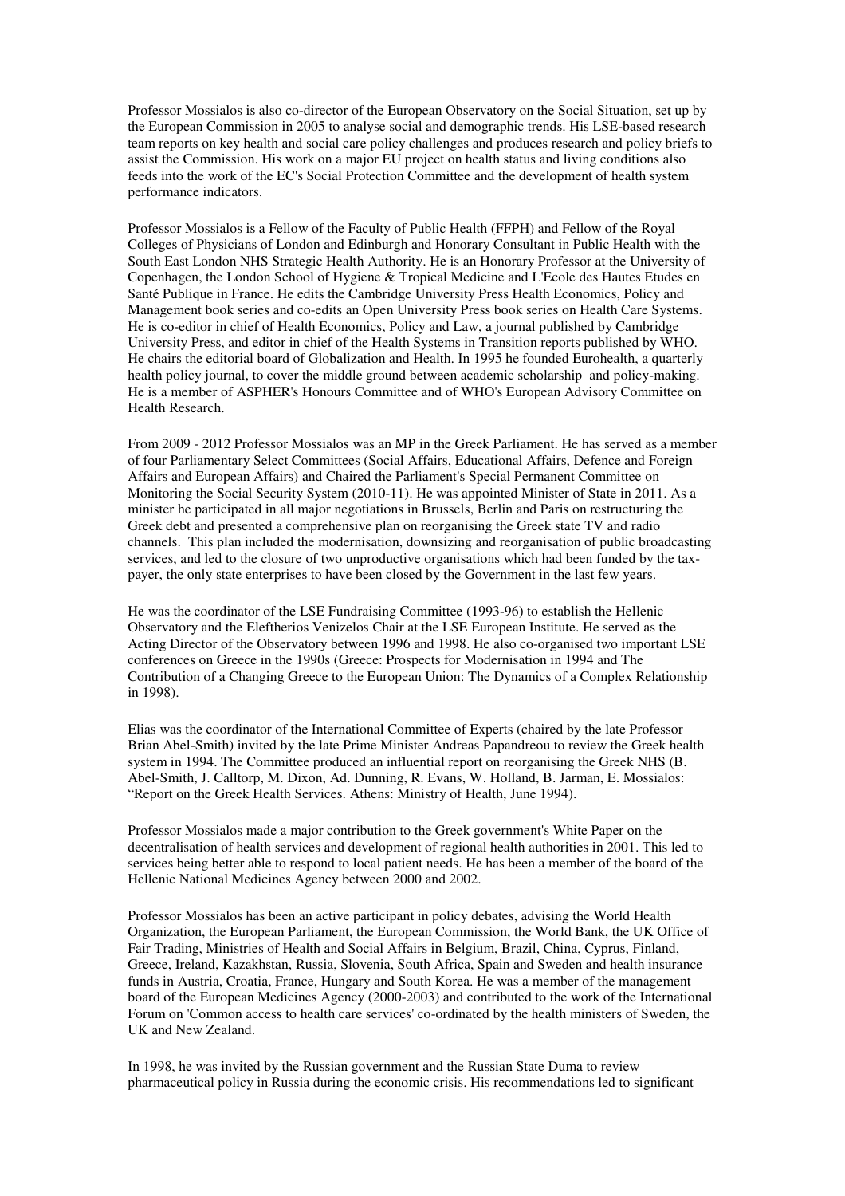Professor Mossialos is also co-director of the European Observatory on the Social Situation, set up by the European Commission in 2005 to analyse social and demographic trends. His LSE-based research team reports on key health and social care policy challenges and produces research and policy briefs to assist the Commission. His work on a major EU project on health status and living conditions also feeds into the work of the EC's Social Protection Committee and the development of health system performance indicators.

Professor Mossialos is a Fellow of the Faculty of Public Health (FFPH) and Fellow of the Royal Colleges of Physicians of London and Edinburgh and Honorary Consultant in Public Health with the South East London NHS Strategic Health Authority. He is an Honorary Professor at the University of Copenhagen, the London School of Hygiene & Tropical Medicine and L'Ecole des Hautes Etudes en Santé Publique in France. He edits the Cambridge University Press Health Economics, Policy and Management book series and co-edits an Open University Press book series on Health Care Systems. He is co-editor in chief of Health Economics, Policy and Law, a journal published by Cambridge University Press, and editor in chief of the Health Systems in Transition reports published by WHO. He chairs the editorial board of Globalization and Health. In 1995 he founded Eurohealth, a quarterly health policy journal, to cover the middle ground between academic scholarship and policy-making. He is a member of ASPHER's Honours Committee and of WHO's European Advisory Committee on Health Research.

From 2009 - 2012 Professor Mossialos was an MP in the Greek Parliament. He has served as a member of four Parliamentary Select Committees (Social Affairs, Educational Affairs, Defence and Foreign Affairs and European Affairs) and Chaired the Parliament's Special Permanent Committee on Monitoring the Social Security System (2010-11). He was appointed Minister of State in 2011. As a minister he participated in all major negotiations in Brussels, Berlin and Paris on restructuring the Greek debt and presented a comprehensive plan on reorganising the Greek state TV and radio channels. This plan included the modernisation, downsizing and reorganisation of public broadcasting services, and led to the closure of two unproductive organisations which had been funded by the tax-payer, the only state enterprises to have been closed by the Government in the last few years.

He was the coordinator of the LSE Fundraising Committee (1993-96) to establish the Hellenic Observatory and the Eleftherios Venizelos Chair at the LSE European Institute. He served as the Acting Director of the Observatory between 1996 and 1998. He also co-organised two important LSE conferences on Greece in the 1990s (Greece: Prospects for Modernisation in 1994 and The Contribution of a Changing Greece to the European Union: The Dynamics of a Complex Relationship in 1998).

Elias was the coordinator of the International Committee of Experts (chaired by the late Professor Brian Abel-Smith) invited by the late Prime Minister Andreas Papandreou to review the Greek health system in 1994. The Committee produced an influential report on reorganising the Greek NHS (B. Abel-Smith, J. Calltorp, M. Dixon, Ad. Dunning, R. Evans, W. Holland, B. Jarman, E. Mossialos: "Report on the Greek Health Services. Athens: Ministry of Health, June 1994).

Professor Mossialos made a major contribution to the Greek government's White Paper on the decentralisation of health services and development of regional health authorities in 2001. This led to services being better able to respond to local patient needs. He has been a member of the board of the Hellenic National Medicines Agency between 2000 and 2002.

Professor Mossialos has been an active participant in policy debates, advising the World Health Organization, the European Parliament, the European Commission, the World Bank, the UK Office of Fair Trading, Ministries of Health and Social Affairs in Belgium, Brazil, China, Cyprus, Finland, Greece, Ireland, Kazakhstan, Russia, Slovenia, South Africa, Spain and Sweden and health insurance funds in Austria, Croatia, France, Hungary and South Korea. He was a member of the management board of the European Medicines Agency (2000-2003) and contributed to the work of the International Forum on 'Common access to health care services' co-ordinated by the health ministers of Sweden, the UK and New Zealand.

In 1998, he was invited by the Russian government and the Russian State Duma to review pharmaceutical policy in Russia during the economic crisis. His recommendations led to significant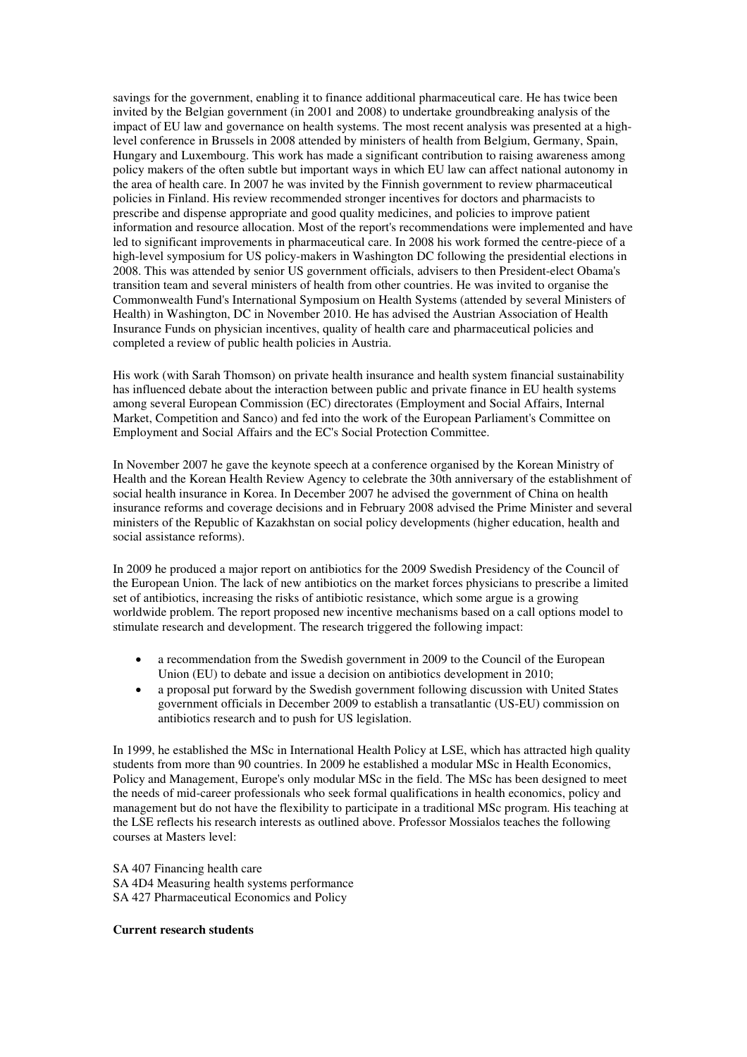savings for the government, enabling it to finance additional pharmaceutical care. He has twice been invited by the Belgian government (in 2001 and 2008) to undertake groundbreaking analysis of the impact of EU law and governance on health systems. The most recent analysis was presented at a high-level conference in Brussels in 2008 attended by ministers of health from Belgium, Germany, Spain, Hungary and Luxembourg. This work has made a significant contribution to raising awareness among policy makers of the often subtle but important ways in which EU law can affect national autonomy in the area of health care. In 2007 he was invited by the Finnish government to review pharmaceutical policies in Finland. His review recommended stronger incentives for doctors and pharmacists to prescribe and dispense appropriate and good quality medicines, and policies to improve patient information and resource allocation. Most of the report's recommendations were implemented and have led to significant improvements in pharmaceutical care. In 2008 his work formed the centre-piece of a high-level symposium for US policy-makers in Washington DC following the presidential elections in 2008. This was attended by senior US government officials, advisers to then President-elect Obama's transition team and several ministers of health from other countries. He was invited to organise the Commonwealth Fund's International Symposium on Health Systems (attended by several Ministers of Health) in Washington, DC in November 2010. He has advised the Austrian Association of Health Insurance Funds on physician incentives, quality of health care and pharmaceutical policies and completed a review of public health policies in Austria.

His work (with Sarah Thomson) on private health insurance and health system financial sustainability has influenced debate about the interaction between public and private finance in EU health systems among several European Commission (EC) directorates (Employment and Social Affairs, Internal Market, Competition and Sanco) and fed into the work of the European Parliament's Committee on Employment and Social Affairs and the EC's Social Protection Committee.

In November 2007 he gave the keynote speech at a conference organised by the Korean Ministry of Health and the Korean Health Review Agency to celebrate the 30th anniversary of the establishment of social health insurance in Korea. In December 2007 he advised the government of China on health insurance reforms and coverage decisions and in February 2008 advised the Prime Minister and several ministers of the Republic of Kazakhstan on social policy developments (higher education, health and social assistance reforms).

In 2009 he produced a major report on antibiotics for the 2009 Swedish Presidency of the Council of the European Union. The lack of new antibiotics on the market forces physicians to prescribe a limited set of antibiotics, increasing the risks of antibiotic resistance, which some argue is a growing worldwide problem. The report proposed new incentive mechanisms based on a call options model to stimulate research and development. The research triggered the following impact:

- a recommendation from the Swedish government in 2009 to the Council of the European Union (EU) to debate and issue a decision on antibiotics development in 2010;
- a proposal put forward by the Swedish government following discussion with United States government officials in December 2009 to establish a transatlantic (US-EU) commission on antibiotics research and to push for US legislation.

In 1999, he established the MSc in International Health Policy at LSE, which has attracted high quality students from more than 90 countries. In 2009 he established a modular MSc in Health Economics, Policy and Management, Europe's only modular MSc in the field. The MSc has been designed to meet the needs of mid-career professionals who seek formal qualifications in health economics, policy and management but do not have the flexibility to participate in a traditional MSc program. His teaching at the LSE reflects his research interests as outlined above. Professor Mossialos teaches the following courses at Masters level:

SA 407 Financing health care
SA 4D4 Measuring health systems performance
SA 427 Pharmaceutical Economics and Policy

**Current research students**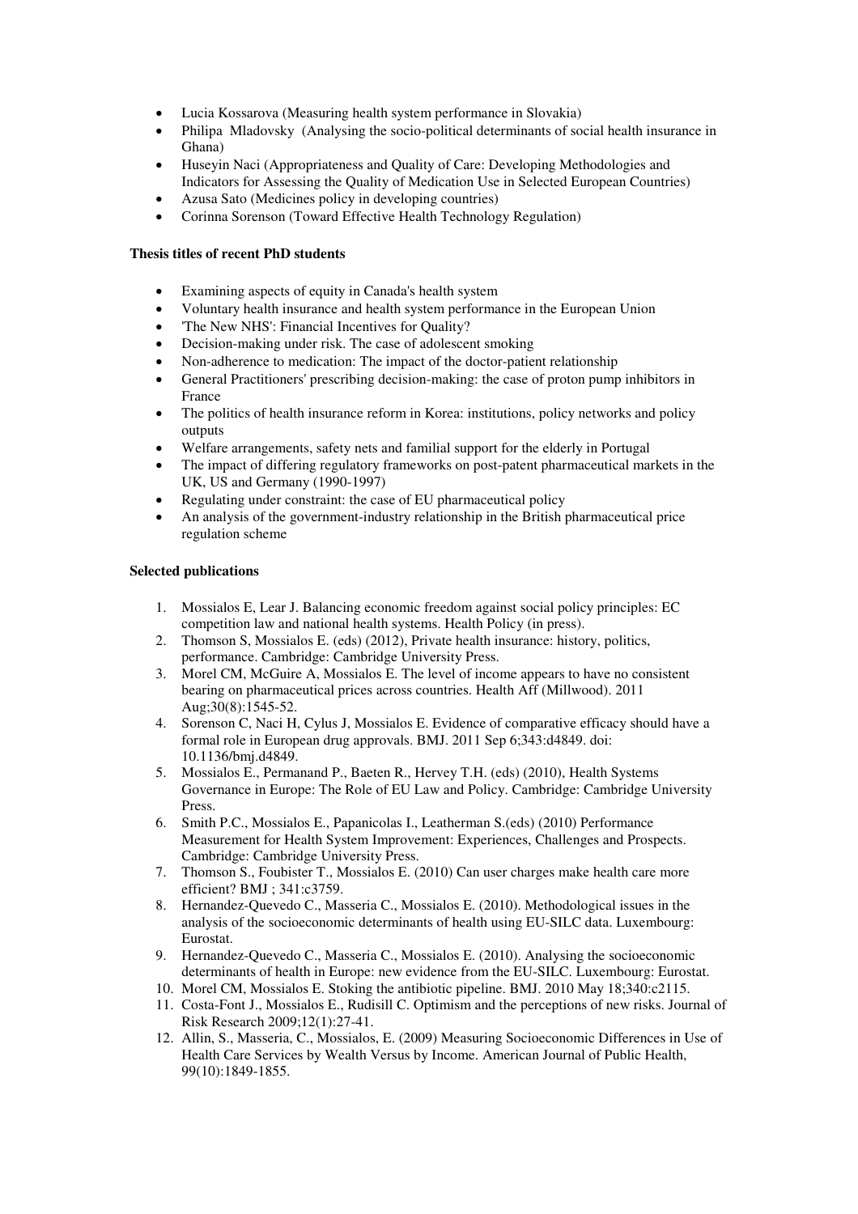- Lucia Kossarova (Measuring health system performance in Slovakia)
- Philipa Mladovsky (Analysing the socio-political determinants of social health insurance in Ghana)
- Huseyin Naci (Appropriateness and Quality of Care: Developing Methodologies and Indicators for Assessing the Quality of Medication Use in Selected European Countries)
- Azusa Sato (Medicines policy in developing countries)
- Corinna Sorenson (Toward Effective Health Technology Regulation)

**Thesis titles of recent PhD students**

- Examining aspects of equity in Canada's health system
- Voluntary health insurance and health system performance in the European Union
- 'The New NHS': Financial Incentives for Quality?
- Decision-making under risk. The case of adolescent smoking
- Non-adherence to medication: The impact of the doctor-patient relationship
- General Practitioners' prescribing decision-making: the case of proton pump inhibitors in France
- The politics of health insurance reform in Korea: institutions, policy networks and policy outputs
- Welfare arrangements, safety nets and familial support for the elderly in Portugal
- The impact of differing regulatory frameworks on post-patent pharmaceutical markets in the UK, US and Germany (1990-1997)
- Regulating under constraint: the case of EU pharmaceutical policy
- An analysis of the government-industry relationship in the British pharmaceutical price regulation scheme

**Selected publications**

1. Mossialos E, Lear J. Balancing economic freedom against social policy principles: EC competition law and national health systems. Health Policy (in press).
2. Thomson S, Mossialos E. (eds) (2012), Private health insurance: history, politics, performance. Cambridge: Cambridge University Press.
3. Morel CM, McGuire A, Mossialos E. The level of income appears to have no consistent bearing on pharmaceutical prices across countries. Health Aff (Millwood). 2011 Aug;30(8):1545-52.
4. Sorenson C, Naci H, Cylus J, Mossialos E. Evidence of comparative efficacy should have a formal role in European drug approvals. BMJ. 2011 Sep 6;343:d4849. doi: 10.1136/bmj.d4849.
5. Mossialos E., Permanand P., Baeten R., Hervey T.H. (eds) (2010), Health Systems Governance in Europe: The Role of EU Law and Policy. Cambridge: Cambridge University Press.
6. Smith P.C., Mossialos E., Papanicolas I., Leatherman S.(eds) (2010) Performance Measurement for Health System Improvement: Experiences, Challenges and Prospects. Cambridge: Cambridge University Press.
7. Thomson S., Foubister T., Mossialos E. (2010) Can user charges make health care more efficient? BMJ ; 341:c3759.
8. Hernandez-Quevedo C., Masseria C., Mossialos E. (2010). Methodological issues in the analysis of the socioeconomic determinants of health using EU-SILC data. Luxembourg: Eurostat.
9. Hernandez-Quevedo C., Masseria C., Mossialos E. (2010). Analysing the socioeconomic determinants of health in Europe: new evidence from the EU-SILC. Luxembourg: Eurostat.
10. Morel CM, Mossialos E. Stoking the antibiotic pipeline. BMJ. 2010 May 18;340:c2115.
11. Costa-Font J., Mossialos E., Rudisill C. Optimism and the perceptions of new risks. Journal of Risk Research 2009;12(1):27-41.
12. Allin, S., Masseria, C., Mossialos, E. (2009) Measuring Socioeconomic Differences in Use of Health Care Services by Wealth Versus by Income. American Journal of Public Health, 99(10):1849-1855.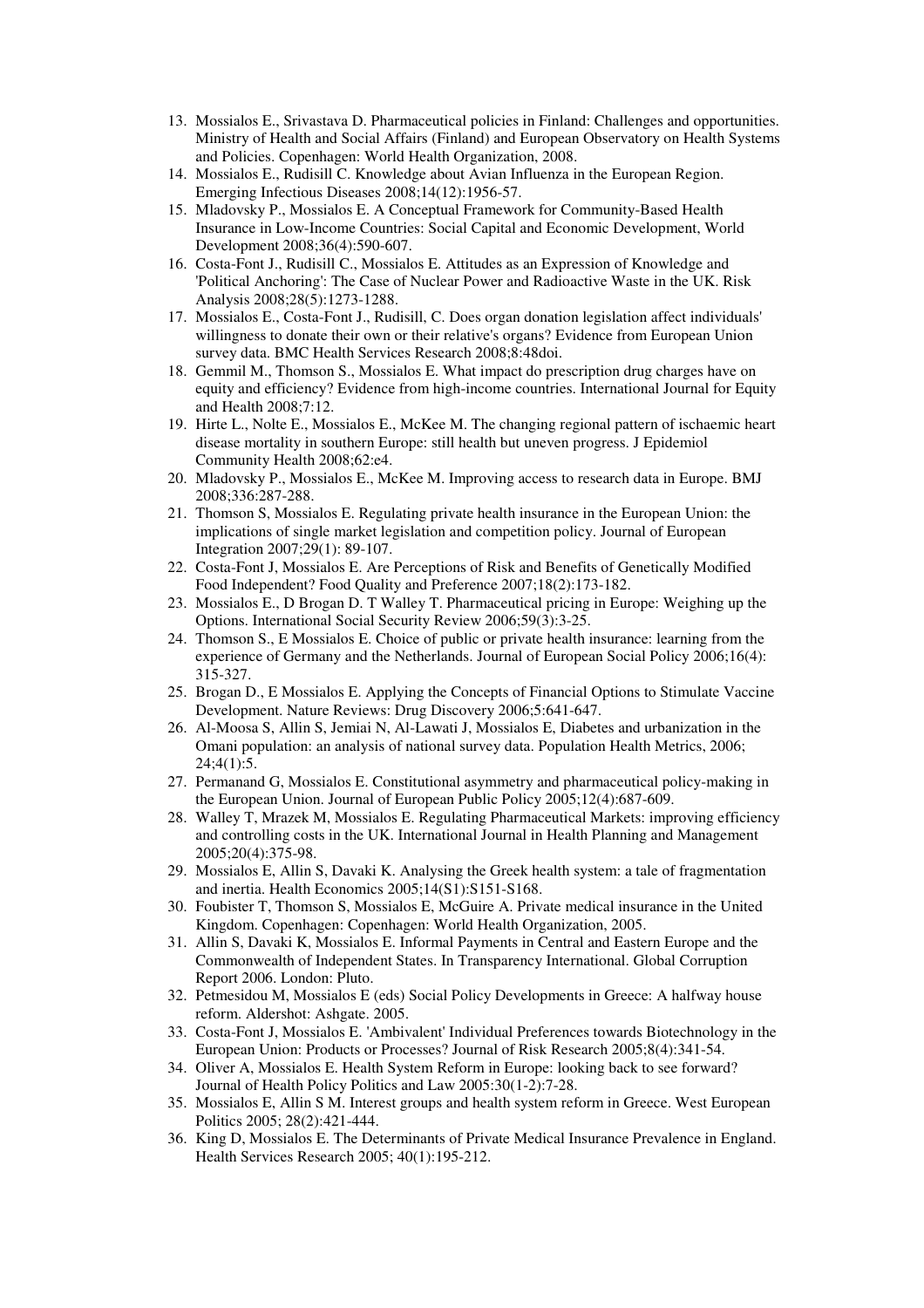13. Mossialos E., Srivastava D. Pharmaceutical policies in Finland: Challenges and opportunities. Ministry of Health and Social Affairs (Finland) and European Observatory on Health Systems and Policies. Copenhagen: World Health Organization, 2008.
14. Mossialos E., Rudisill C. Knowledge about Avian Influenza in the European Region. Emerging Infectious Diseases 2008;14(12):1956-57.
15. Mladovsky P., Mossialos E. A Conceptual Framework for Community-Based Health Insurance in Low-Income Countries: Social Capital and Economic Development, World Development 2008;36(4):590-607.
16. Costa-Font J., Rudisill C., Mossialos E. Attitudes as an Expression of Knowledge and 'Political Anchoring': The Case of Nuclear Power and Radioactive Waste in the UK. Risk Analysis 2008;28(5):1273-1288.
17. Mossialos E., Costa-Font J., Rudisill, C. Does organ donation legislation affect individuals' willingness to donate their own or their relative's organs? Evidence from European Union survey data. BMC Health Services Research 2008;8:48doi.
18. Gemmil M., Thomson S., Mossialos E. What impact do prescription drug charges have on equity and efficiency? Evidence from high-income countries. International Journal for Equity and Health 2008;7:12.
19. Hirte L., Nolte E., Mossialos E., McKee M. The changing regional pattern of ischaemic heart disease mortality in southern Europe: still health but uneven progress. J Epidemiol Community Health 2008;62:e4.
20. Mladovsky P., Mossialos E., McKee M. Improving access to research data in Europe. BMJ 2008;336:287-288.
21. Thomson S, Mossialos E. Regulating private health insurance in the European Union: the implications of single market legislation and competition policy. Journal of European Integration 2007;29(1): 89-107.
22. Costa-Font J, Mossialos E. Are Perceptions of Risk and Benefits of Genetically Modified Food Independent? Food Quality and Preference 2007;18(2):173-182.
23. Mossialos E., D Brogan D. T Walley T. Pharmaceutical pricing in Europe: Weighing up the Options. International Social Security Review 2006;59(3):3-25.
24. Thomson S., E Mossialos E. Choice of public or private health insurance: learning from the experience of Germany and the Netherlands. Journal of European Social Policy 2006;16(4): 315-327.
25. Brogan D., E Mossialos E. Applying the Concepts of Financial Options to Stimulate Vaccine Development. Nature Reviews: Drug Discovery 2006;5:641-647.
26. Al-Moosa S, Allin S, Jemiai N, Al-Lawati J, Mossialos E, Diabetes and urbanization in the Omani population: an analysis of national survey data. Population Health Metrics, 2006; 24;4(1):5.
27. Permanand G, Mossialos E. Constitutional asymmetry and pharmaceutical policy-making in the European Union. Journal of European Public Policy 2005;12(4):687-609.
28. Walley T, Mrazek M, Mossialos E. Regulating Pharmaceutical Markets: improving efficiency and controlling costs in the UK. International Journal in Health Planning and Management 2005;20(4):375-98.
29. Mossialos E, Allin S, Davaki K. Analysing the Greek health system: a tale of fragmentation and inertia. Health Economics 2005;14(S1):S151-S168.
30. Foubister T, Thomson S, Mossialos E, McGuire A. Private medical insurance in the United Kingdom. Copenhagen: Copenhagen: World Health Organization, 2005.
31. Allin S, Davaki K, Mossialos E. Informal Payments in Central and Eastern Europe and the Commonwealth of Independent States. In Transparency International. Global Corruption Report 2006. London: Pluto.
32. Petmesidou M, Mossialos E (eds) Social Policy Developments in Greece: A halfway house reform. Aldershot: Ashgate. 2005.
33. Costa-Font J, Mossialos E. 'Ambivalent' Individual Preferences towards Biotechnology in the European Union: Products or Processes? Journal of Risk Research 2005;8(4):341-54.
34. Oliver A, Mossialos E. Health System Reform in Europe: looking back to see forward? Journal of Health Policy Politics and Law 2005:30(1-2):7-28.
35. Mossialos E, Allin S M. Interest groups and health system reform in Greece. West European Politics 2005; 28(2):421-444.
36. King D, Mossialos E. The Determinants of Private Medical Insurance Prevalence in England. Health Services Research 2005; 40(1):195-212.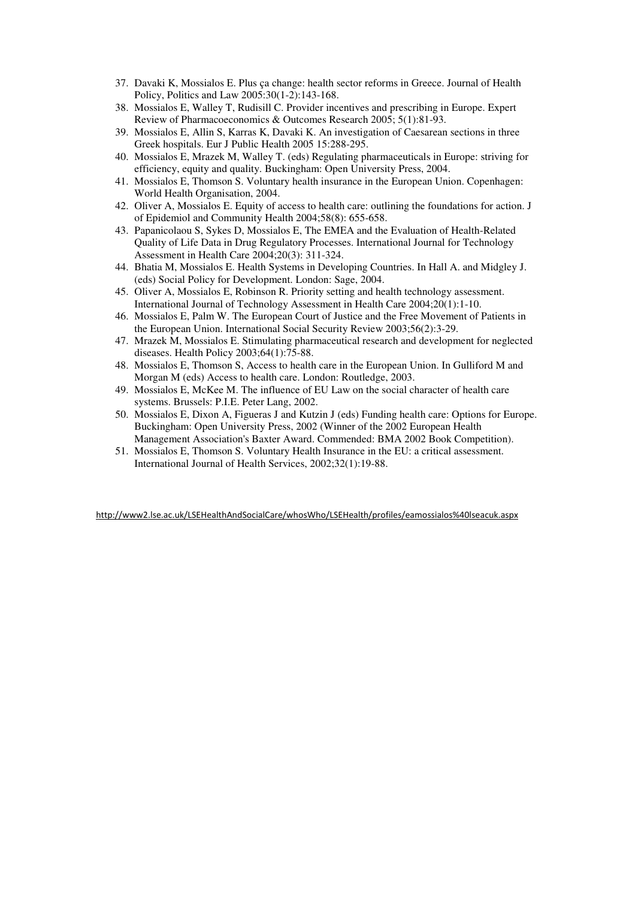37. Davaki K, Mossialos E. Plus ça change: health sector reforms in Greece. Journal of Health Policy, Politics and Law 2005:30(1-2):143-168.
38. Mossialos E, Walley T, Rudisill C. Provider incentives and prescribing in Europe. Expert Review of Pharmacoeconomics & Outcomes Research 2005; 5(1):81-93.
39. Mossialos E, Allin S, Karras K, Davaki K. An investigation of Caesarean sections in three Greek hospitals. Eur J Public Health 2005 15:288-295.
40. Mossialos E, Mrazek M, Walley T. (eds) Regulating pharmaceuticals in Europe: striving for efficiency, equity and quality. Buckingham: Open University Press, 2004.
41. Mossialos E, Thomson S. Voluntary health insurance in the European Union. Copenhagen: World Health Organisation, 2004.
42. Oliver A, Mossialos E. Equity of access to health care: outlining the foundations for action. J of Epidemiol and Community Health 2004;58(8): 655-658.
43. Papanicolaou S, Sykes D, Mossialos E, The EMEA and the Evaluation of Health-Related Quality of Life Data in Drug Regulatory Processes. International Journal for Technology Assessment in Health Care 2004;20(3): 311-324.
44. Bhatia M, Mossialos E. Health Systems in Developing Countries. In Hall A. and Midgley J. (eds) Social Policy for Development. London: Sage, 2004.
45. Oliver A, Mossialos E, Robinson R. Priority setting and health technology assessment. International Journal of Technology Assessment in Health Care 2004;20(1):1-10.
46. Mossialos E, Palm W. The European Court of Justice and the Free Movement of Patients in the European Union. International Social Security Review 2003;56(2):3-29.
47. Mrazek M, Mossialos E. Stimulating pharmaceutical research and development for neglected diseases. Health Policy 2003;64(1):75-88.
48. Mossialos E, Thomson S, Access to health care in the European Union. In Gulliford M and Morgan M (eds) Access to health care. London: Routledge, 2003.
49. Mossialos E, McKee M. The influence of EU Law on the social character of health care systems. Brussels: P.I.E. Peter Lang, 2002.
50. Mossialos E, Dixon A, Figueras J and Kutzin J (eds) Funding health care: Options for Europe. Buckingham: Open University Press, 2002 (Winner of the 2002 European Health Management Association's Baxter Award. Commended: BMA 2002 Book Competition).
51. Mossialos E, Thomson S. Voluntary Health Insurance in the EU: a critical assessment. International Journal of Health Services, 2002;32(1):19-88.

http://www2.lse.ac.uk/LSEHealthAndSocialCare/whosWho/LSEHealth/profiles/eamossialos%40lseacuk.aspx